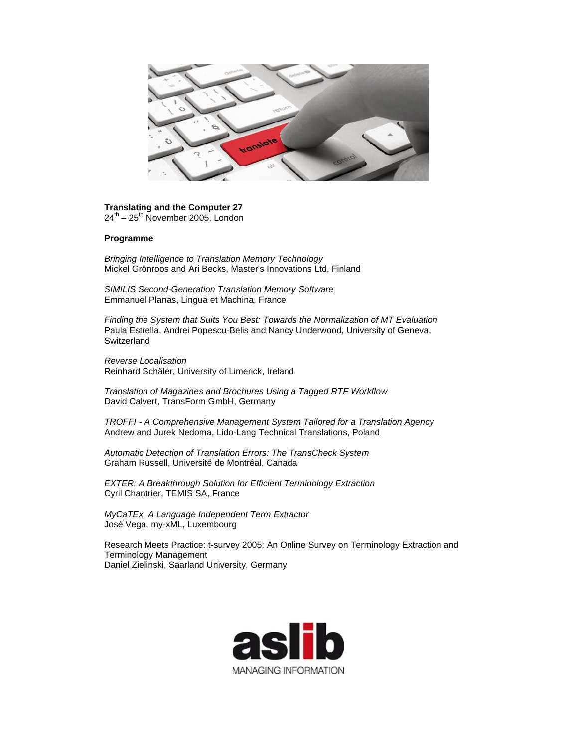**Translating and the Computer 27**
24th – 25th November 2005, London

**Programme**

*Bringing Intelligence to Translation Memory Technology*
Mickel Grönroos and Ari Becks, Master's Innovations Ltd, Finland

*SIMILIS Second-Generation Translation Memory Software*
Emmanuel Planas, Lingua et Machina, France

*Finding the System that Suits You Best: Towards the Normalization of MT Evaluation*
Paula Estrella, Andrei Popescu-Belis and Nancy Underwood, University of Geneva, Switzerland

*Reverse Localisation*
Reinhard Schäler, University of Limerick, Ireland

*Translation of Magazines and Brochures Using a Tagged RTF Workflow*
David Calvert, TransForm GmbH, Germany

*TROFFI - A Comprehensive Management System Tailored for a Translation Agency*
Andrew and Jurek Nedoma, Lido-Lang Technical Translations, Poland

*Automatic Detection of Translation Errors: The TransCheck System*
Graham Russell, Université de Montréal, Canada

*EXTER: A Breakthrough Solution for Efficient Terminology Extraction*
Cyril Chantrier, TEMIS SA, France

*MyCaTEx, A Language Independent Term Extractor*
José Vega, my-xML, Luxembourg

Research Meets Practice: t-survey 2005: An Online Survey on Terminology Extraction and Terminology Management
Daniel Zielinski, Saarland University, Germany

aslib
MANAGING INFORMATION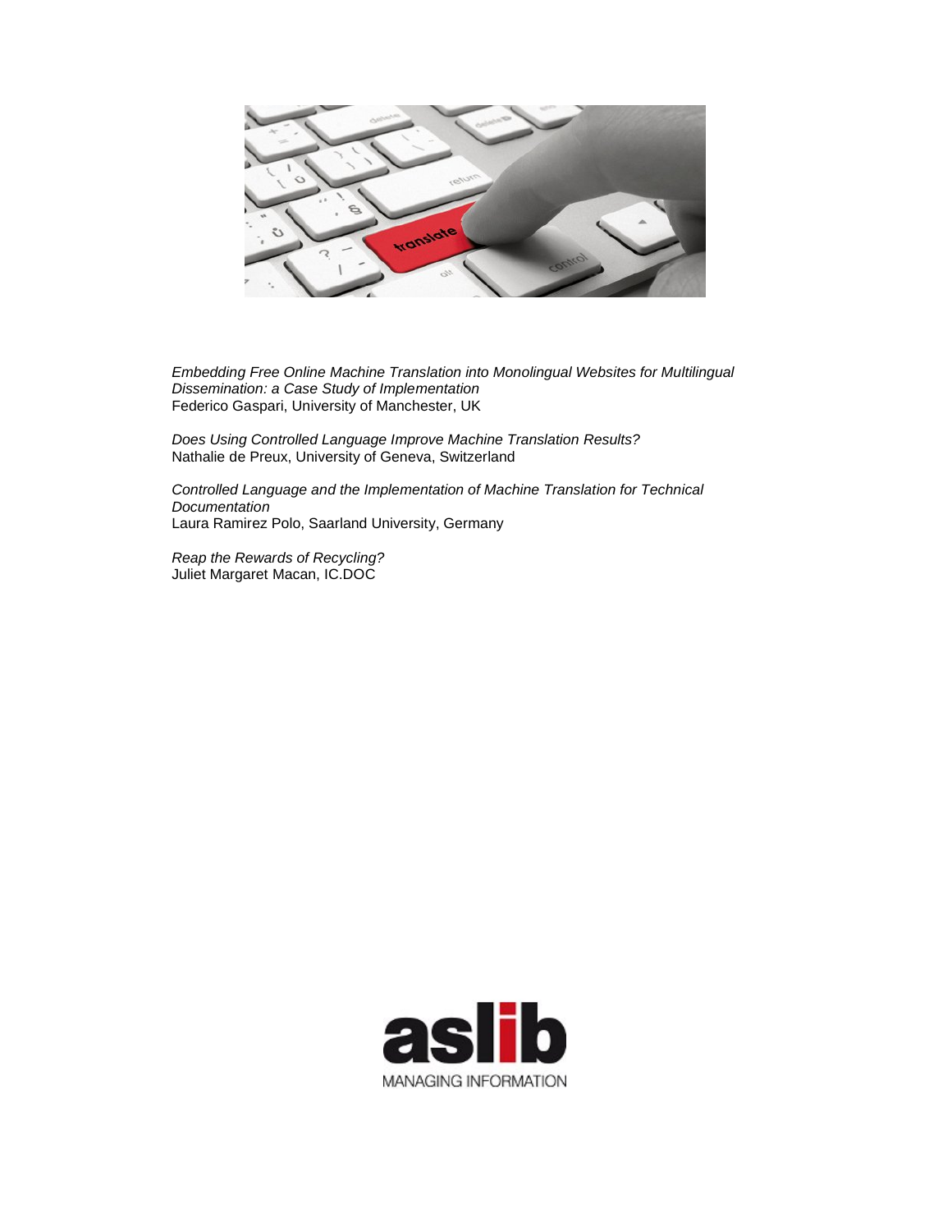*Embedding Free Online Machine Translation into Monolingual Websites for Multilingual Dissemination: a Case Study of Implementation*
Federico Gaspari, University of Manchester, UK

*Does Using Controlled Language Improve Machine Translation Results?*
Nathalie de Preux, University of Geneva, Switzerland

*Controlled Language and the Implementation of Machine Translation for Technical Documentation*
Laura Ramirez Polo, Saarland University, Germany

*Reap the Rewards of Recycling?*
Juliet Margaret Macan, IC.DOC

aslib
MANAGING INFORMATION